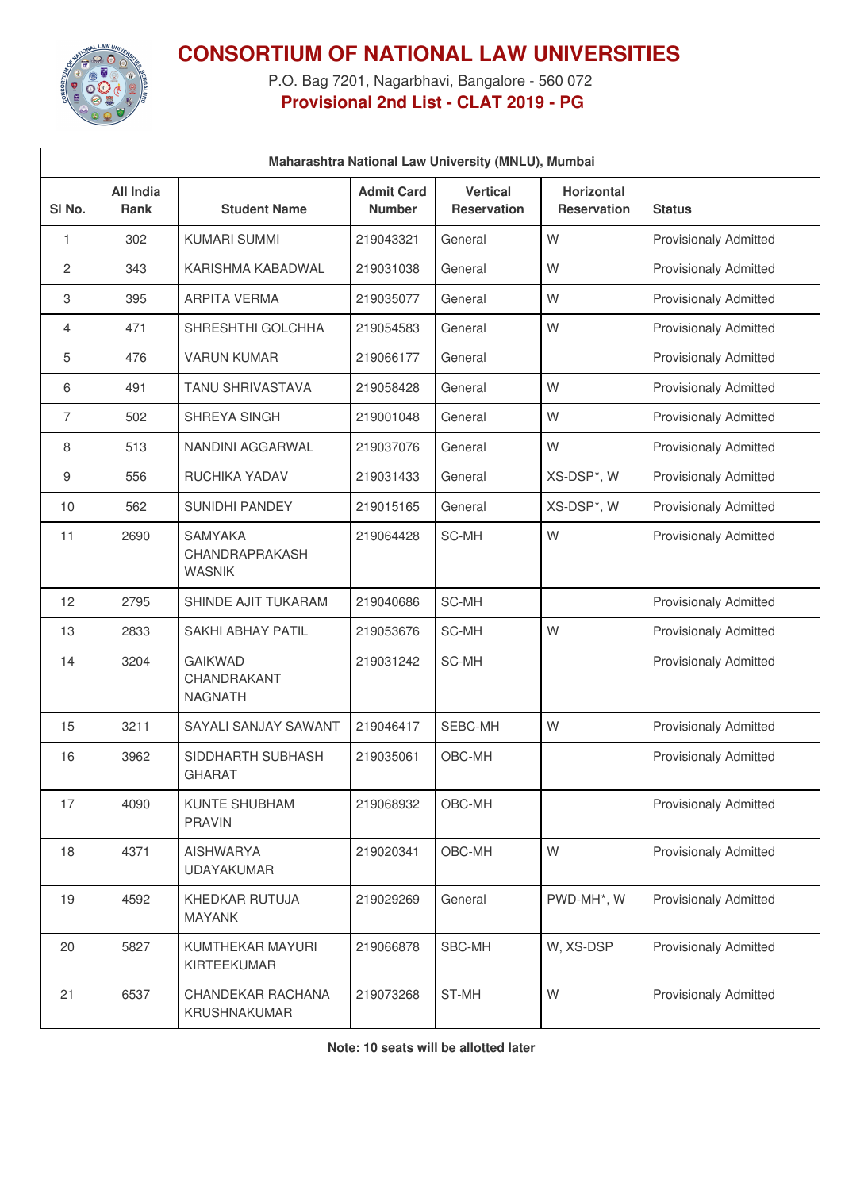# CONSORTIUM OF NATIONAL LAW UNIVERSITIES

P.O. Bag 7201, Nagarbhavi, Bangalore - 560 072

**Provisional 2nd List - CLAT 2019 - PG**

| Maharashtra National Law University (MNLU), Mumbai | | | | | | |
|---|---|---|---|---|---|---|
| **Sl No.** | **All India Rank** | **Student Name** | **Admit Card Number** | **Vertical Reservation** | **Horizontal Reservation** | **Status** |
| 1 | 302 | KUMARI SUMMI | 219043321 | General | W | Provisionaly Admitted |
| 2 | 343 | KARISHMA KABADWAL | 219031038 | General | W | Provisionaly Admitted |
| 3 | 395 | ARPITA VERMA | 219035077 | General | W | Provisionaly Admitted |
| 4 | 471 | SHRESHTHI GOLCHHA | 219054583 | General | W | Provisionaly Admitted |
| 5 | 476 | VARUN KUMAR | 219066177 | General | | Provisionaly Admitted |
| 6 | 491 | TANU SHRIVASTAVA | 219058428 | General | W | Provisionaly Admitted |
| 7 | 502 | SHREYA SINGH | 219001048 | General | W | Provisionaly Admitted |
| 8 | 513 | NANDINI AGGARWAL | 219037076 | General | W | Provisionaly Admitted |
| 9 | 556 | RUCHIKA YADAV | 219031433 | General | XS-DSP*, W | Provisionaly Admitted |
| 10 | 562 | SUNIDHI PANDEY | 219015165 | General | XS-DSP*, W | Provisionaly Admitted |
| 11 | 2690 | SAMYAKA CHANDRAPRAKASH WASNIK | 219064428 | SC-MH | W | Provisionaly Admitted |
| 12 | 2795 | SHINDE AJIT TUKARAM | 219040686 | SC-MH | | Provisionaly Admitted |
| 13 | 2833 | SAKHI ABHAY PATIL | 219053676 | SC-MH | W | Provisionaly Admitted |
| 14 | 3204 | GAIKWAD CHANDRAKANT NAGNATH | 219031242 | SC-MH | | Provisionaly Admitted |
| 15 | 3211 | SAYALI SANJAY SAWANT | 219046417 | SEBC-MH | W | Provisionaly Admitted |
| 16 | 3962 | SIDDHARTH SUBHASH GHARAT | 219035061 | OBC-MH | | Provisionaly Admitted |
| 17 | 4090 | KUNTE SHUBHAM PRAVIN | 219068932 | OBC-MH | | Provisionaly Admitted |
| 18 | 4371 | AISHWARYA UDAYAKUMAR | 219020341 | OBC-MH | W | Provisionaly Admitted |
| 19 | 4592 | KHEDKAR RUTUJA MAYANK | 219029269 | General | PWD-MH*, W | Provisionaly Admitted |
| 20 | 5827 | KUMTHEKAR MAYURI KIRTEEKUMAR | 219066878 | SBC-MH | W, XS-DSP | Provisionaly Admitted |
| 21 | 6537 | CHANDEKAR RACHANA KRUSHNAKUMAR | 219073268 | ST-MH | W | Provisionaly Admitted |

**Note: 10 seats will be allotted later**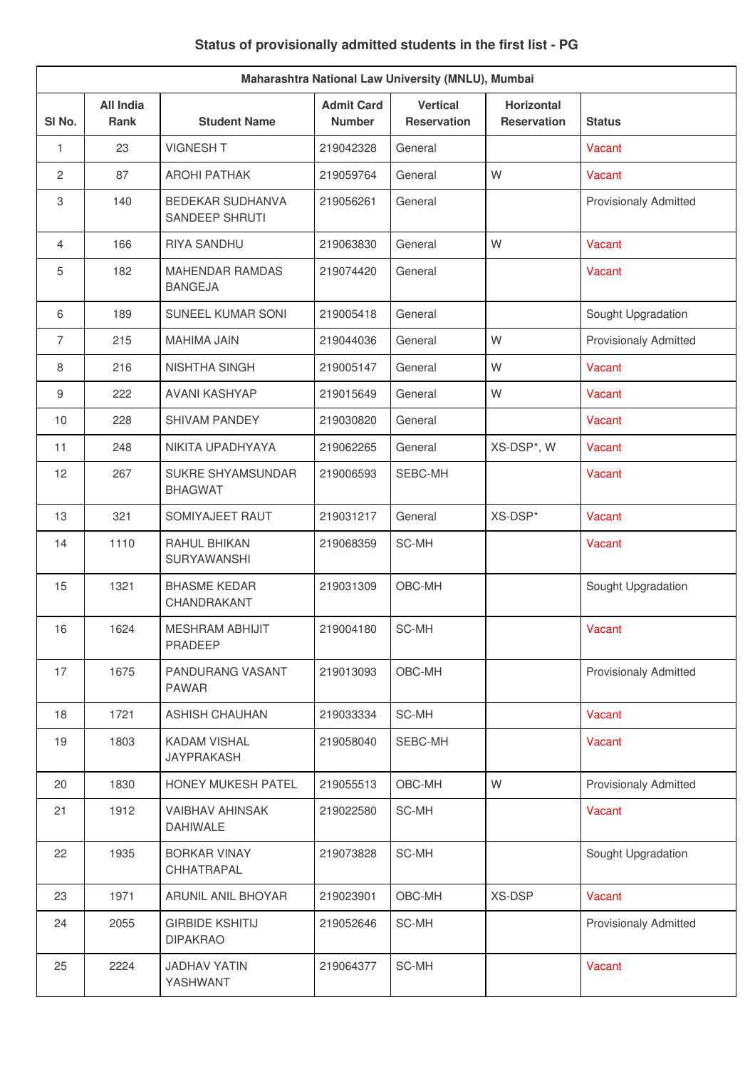### Status of provisionally admitted students in the first list - PG

| Maharashtra National Law University (MNLU), Mumbai | | | | | | |
|---|---|---|---|---|---|---|
| Sl No. | All India Rank | Student Name | Admit Card Number | Vertical Reservation | Horizontal Reservation | Status |
| 1 | 23 | VIGNESH T | 219042328 | General | | Vacant |
| 2 | 87 | AROHI PATHAK | 219059764 | General | W | Vacant |
| 3 | 140 | BEDEKAR SUDHANVA SANDEEP SHRUTI | 219056261 | General | | Provisionaly Admitted |
| 4 | 166 | RIYA SANDHU | 219063830 | General | W | Vacant |
| 5 | 182 | MAHENDAR RAMDAS BANGEJA | 219074420 | General | | Vacant |
| 6 | 189 | SUNEEL KUMAR SONI | 219005418 | General | | Sought Upgradation |
| 7 | 215 | MAHIMA JAIN | 219044036 | General | W | Provisionaly Admitted |
| 8 | 216 | NISHTHA SINGH | 219005147 | General | W | Vacant |
| 9 | 222 | AVANI KASHYAP | 219015649 | General | W | Vacant |
| 10 | 228 | SHIVAM PANDEY | 219030820 | General | | Vacant |
| 11 | 248 | NIKITA UPADHYAYA | 219062265 | General | XS-DSP*, W | Vacant |
| 12 | 267 | SUKRE SHYAMSUNDAR BHAGWAT | 219006593 | SEBC-MH | | Vacant |
| 13 | 321 | SOMIYAJEET RAUT | 219031217 | General | XS-DSP* | Vacant |
| 14 | 1110 | RAHUL BHIKAN SURYAWANSHI | 219068359 | SC-MH | | Vacant |
| 15 | 1321 | BHASME KEDAR CHANDRAKANT | 219031309 | OBC-MH | | Sought Upgradation |
| 16 | 1624 | MESHRAM ABHIJIT PRADEEP | 219004180 | SC-MH | | Vacant |
| 17 | 1675 | PANDURANG VASANT PAWAR | 219013093 | OBC-MH | | Provisionaly Admitted |
| 18 | 1721 | ASHISH CHAUHAN | 219033334 | SC-MH | | Vacant |
| 19 | 1803 | KADAM VISHAL JAYPRAKASH | 219058040 | SEBC-MH | | Vacant |
| 20 | 1830 | HONEY MUKESH PATEL | 219055513 | OBC-MH | W | Provisionaly Admitted |
| 21 | 1912 | VAIBHAV AHINSAK DAHIWALE | 219022580 | SC-MH | | Vacant |
| 22 | 1935 | BORKAR VINAY CHHATRAPAL | 219073828 | SC-MH | | Sought Upgradation |
| 23 | 1971 | ARUNIL ANIL BHOYAR | 219023901 | OBC-MH | XS-DSP | Vacant |
| 24 | 2055 | GIRBIDE KSHITIJ DIPAKRAO | 219052646 | SC-MH | | Provisionaly Admitted |
| 25 | 2224 | JADHAV YATIN YASHWANT | 219064377 | SC-MH | | Vacant |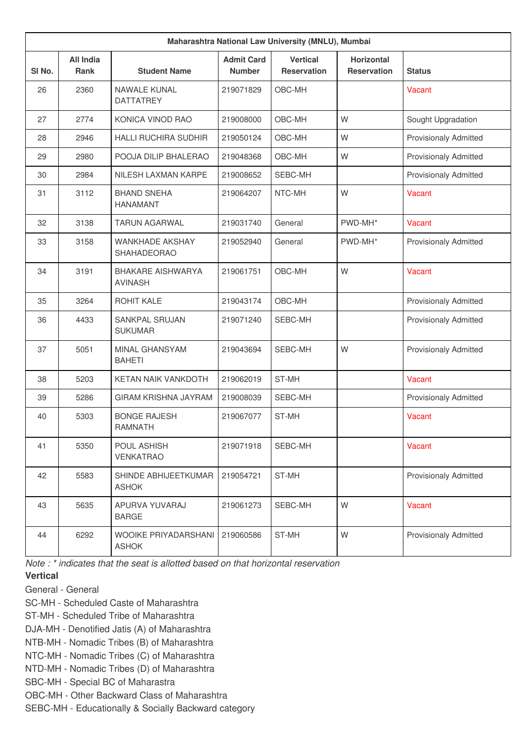| Maharashtra National Law University (MNLU), Mumbai | | | | | | |
|---|---|---|---|---|---|---|
| Sl No. | All India Rank | Student Name | Admit Card Number | Vertical Reservation | Horizontal Reservation | Status |
| 26 | 2360 | NAWALE KUNAL DATTATREY | 219071829 | OBC-MH | | Vacant |
| 27 | 2774 | KONICA VINOD RAO | 219008000 | OBC-MH | W | Sought Upgradation |
| 28 | 2946 | HALLI RUCHIRA SUDHIR | 219050124 | OBC-MH | W | Provisionaly Admitted |
| 29 | 2980 | POOJA DILIP BHALERAO | 219048368 | OBC-MH | W | Provisionaly Admitted |
| 30 | 2984 | NILESH LAXMAN KARPE | 219008652 | SEBC-MH | | Provisionaly Admitted |
| 31 | 3112 | BHAND SNEHA HANAMANT | 219064207 | NTC-MH | W | Vacant |
| 32 | 3138 | TARUN AGARWAL | 219031740 | General | PWD-MH* | Vacant |
| 33 | 3158 | WANKHADE AKSHAY SHAHADEORAO | 219052940 | General | PWD-MH* | Provisionaly Admitted |
| 34 | 3191 | BHAKARE AISHWARYA AVINASH | 219061751 | OBC-MH | W | Vacant |
| 35 | 3264 | ROHIT KALE | 219043174 | OBC-MH | | Provisionaly Admitted |
| 36 | 4433 | SANKPAL SRUJAN SUKUMAR | 219071240 | SEBC-MH | | Provisionaly Admitted |
| 37 | 5051 | MINAL GHANSYAM BAHETI | 219043694 | SEBC-MH | W | Provisionaly Admitted |
| 38 | 5203 | KETAN NAIK VANKDOTH | 219062019 | ST-MH | | Vacant |
| 39 | 5286 | GIRAM KRISHNA JAYRAM | 219008039 | SEBC-MH | | Provisionaly Admitted |
| 40 | 5303 | BONGE RAJESH RAMNATH | 219067077 | ST-MH | | Vacant |
| 41 | 5350 | POUL ASHISH VENKATRAO | 219071918 | SEBC-MH | | Vacant |
| 42 | 5583 | SHINDE ABHIJEETKUMAR ASHOK | 219054721 | ST-MH | | Provisionaly Admitted |
| 43 | 5635 | APURVA YUVARAJ BARGE | 219061273 | SEBC-MH | W | Vacant |
| 44 | 6292 | WOOIKE PRIYADARSHANI ASHOK | 219060586 | ST-MH | W | Provisionaly Admitted |

*Note : * indicates that the seat is allotted based on that horizontal reservation*

**Vertical**

General - General
SC-MH - Scheduled Caste of Maharashtra
ST-MH - Scheduled Tribe of Maharashtra
DJA-MH - Denotified Jatis (A) of Maharashtra
NTB-MH - Nomadic Tribes (B) of Maharashtra
NTC-MH - Nomadic Tribes (C) of Maharashtra
NTD-MH - Nomadic Tribes (D) of Maharashtra
SBC-MH - Special BC of Maharastra
OBC-MH - Other Backward Class of Maharashtra
SEBC-MH - Educationally & Socially Backward category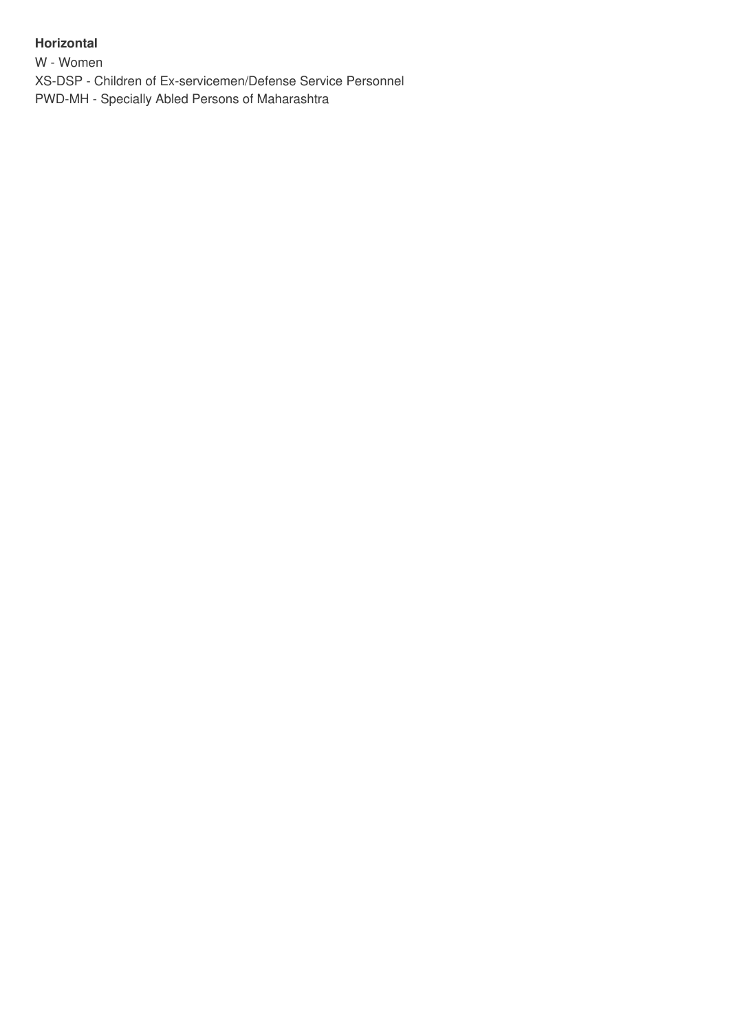**Horizontal**

W - Women

XS-DSP - Children of Ex-servicemen/Defense Service Personnel

PWD-MH - Specially Abled Persons of Maharashtra